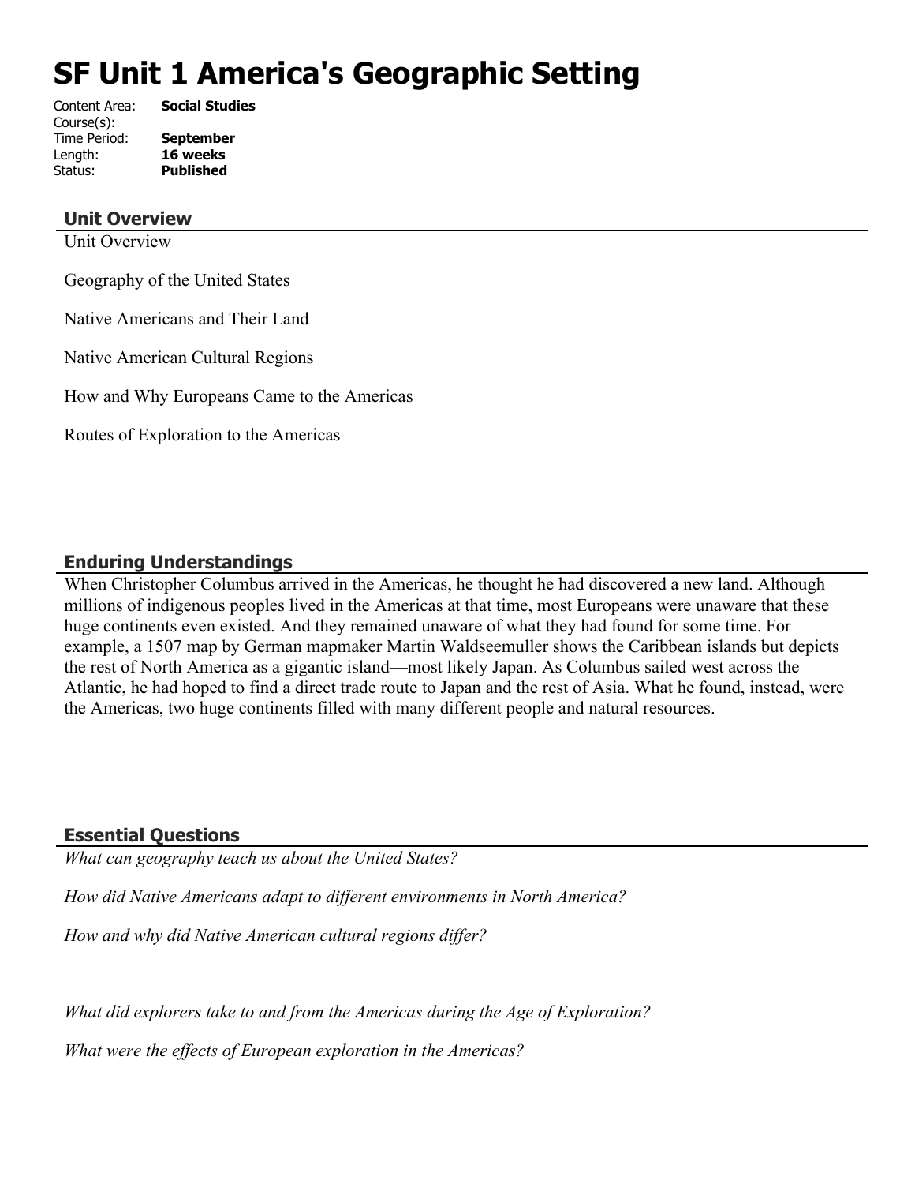# SF Unit 1 America's Geographic Setting

Content Area: **Social Studies**
Course(s):
Time Period: **September**
Length: **16 weeks**
Status: **Published**

## Unit Overview

Unit Overview

Geography of the United States

Native Americans and Their Land

Native American Cultural Regions

How and Why Europeans Came to the Americas

Routes of Exploration to the Americas

## Enduring Understandings

When Christopher Columbus arrived in the Americas, he thought he had discovered a new land. Although millions of indigenous peoples lived in the Americas at that time, most Europeans were unaware that these huge continents even existed. And they remained unaware of what they had found for some time. For example, a 1507 map by German mapmaker Martin Waldseemuller shows the Caribbean islands but depicts the rest of North America as a gigantic island—most likely Japan. As Columbus sailed west across the Atlantic, he had hoped to find a direct trade route to Japan and the rest of Asia. What he found, instead, were the Americas, two huge continents filled with many different people and natural resources.

## Essential Questions

*What can geography teach us about the United States?*

*How did Native Americans adapt to different environments in North America?*

*How and why did Native American cultural regions differ?*

*What did explorers take to and from the Americas during the Age of Exploration?*

*What were the effects of European exploration in the Americas?*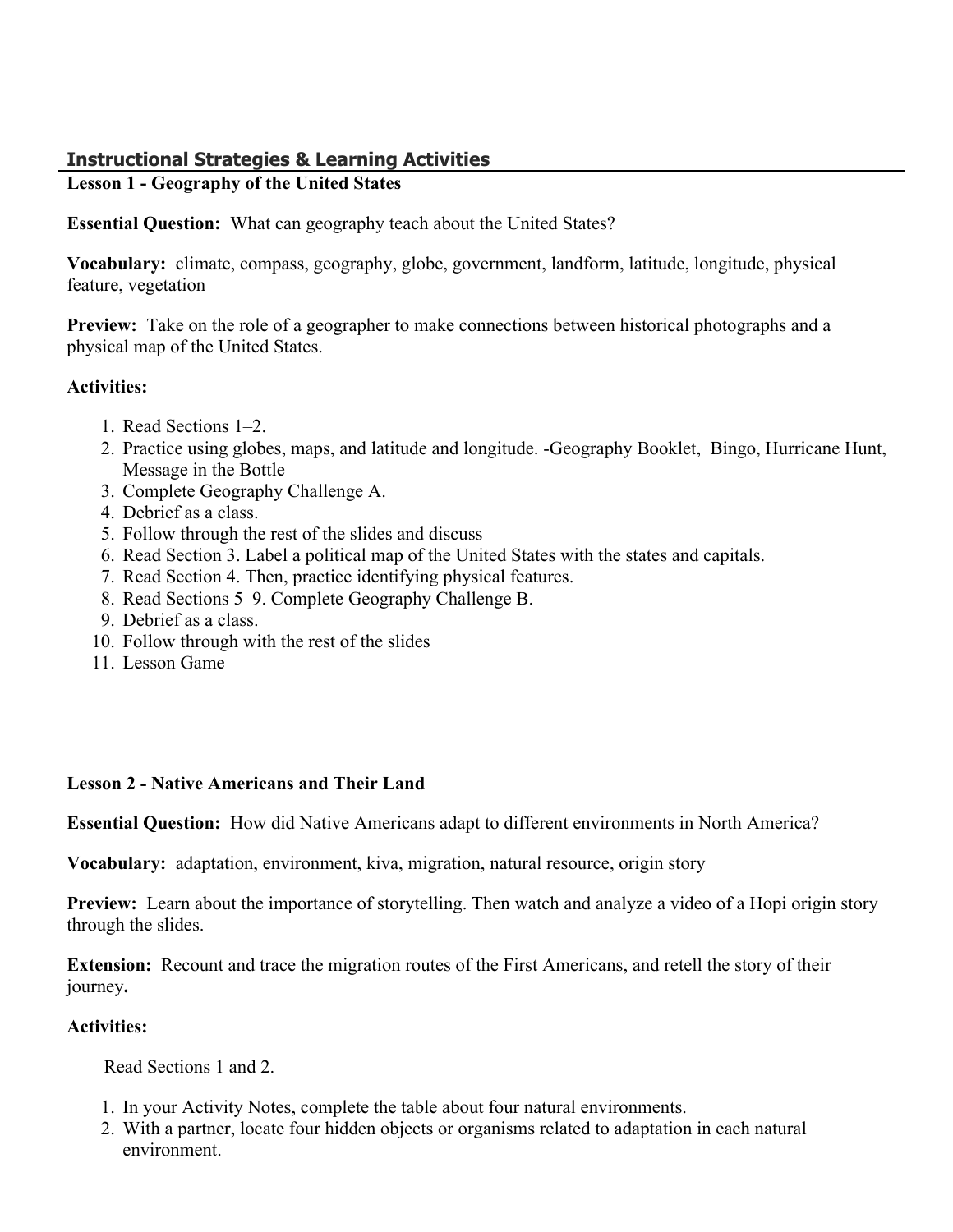## Instructional Strategies & Learning Activities

**Lesson 1 - Geography of the United States**

**Essential Question:** What can geography teach about the United States?

**Vocabulary:** climate, compass, geography, globe, government, landform, latitude, longitude, physical feature, vegetation

**Preview:** Take on the role of a geographer to make connections between historical photographs and a physical map of the United States.

**Activities:**

1. Read Sections 1–2.
2. Practice using globes, maps, and latitude and longitude. -Geography Booklet, Bingo, Hurricane Hunt, Message in the Bottle
3. Complete Geography Challenge A.
4. Debrief as a class.
5. Follow through the rest of the slides and discuss
6. Read Section 3. Label a political map of the United States with the states and capitals.
7. Read Section 4. Then, practice identifying physical features.
8. Read Sections 5–9. Complete Geography Challenge B.
9. Debrief as a class.
10. Follow through with the rest of the slides
11. Lesson Game

**Lesson 2 - Native Americans and Their Land**

**Essential Question:** How did Native Americans adapt to different environments in North America?

**Vocabulary:** adaptation, environment, kiva, migration, natural resource, origin story

**Preview:** Learn about the importance of storytelling. Then watch and analyze a video of a Hopi origin story through the slides.

**Extension:** Recount and trace the migration routes of the First Americans, and retell the story of their journey**.**

**Activities:**

Read Sections 1 and 2.

1. In your Activity Notes, complete the table about four natural environments.
2. With a partner, locate four hidden objects or organisms related to adaptation in each natural environment.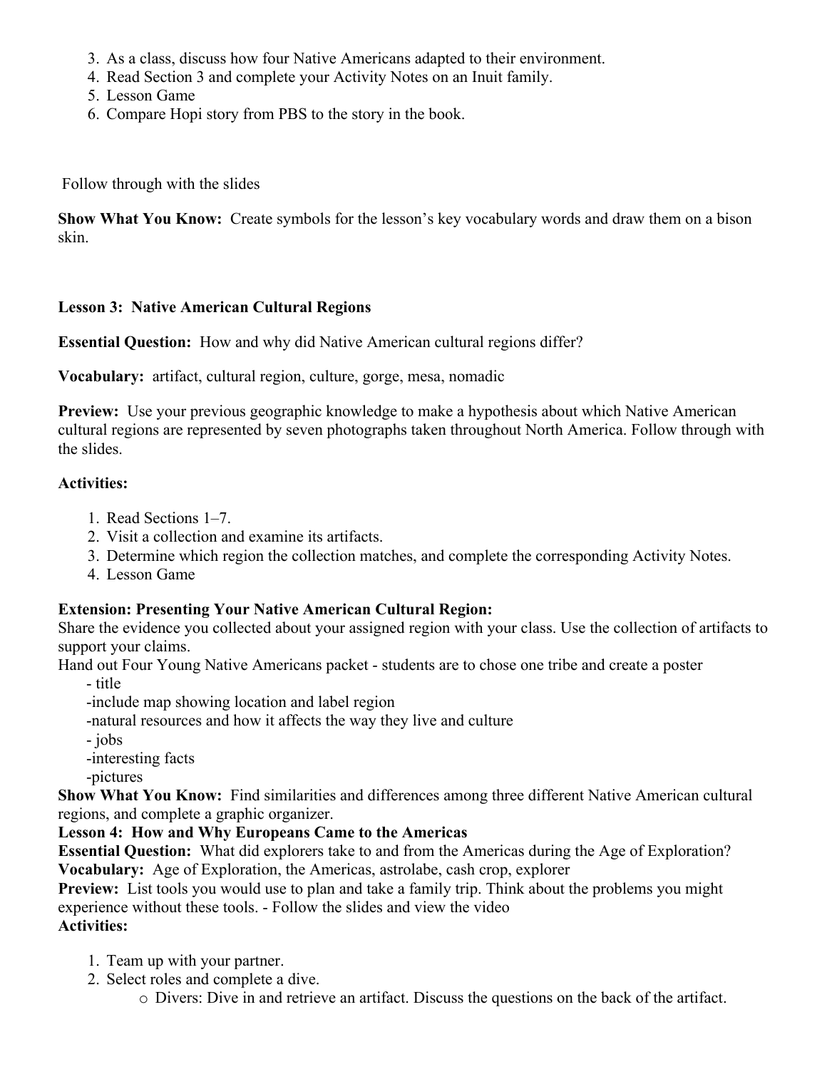3. As a class, discuss how four Native Americans adapted to their environment.
4. Read Section 3 and complete your Activity Notes on an Inuit family.
5. Lesson Game
6. Compare Hopi story from PBS to the story in the book.

Follow through with the slides

**Show What You Know:** Create symbols for the lesson's key vocabulary words and draw them on a bison skin.

**Lesson 3: Native American Cultural Regions**

**Essential Question:** How and why did Native American cultural regions differ?

**Vocabulary:** artifact, cultural region, culture, gorge, mesa, nomadic

**Preview:** Use your previous geographic knowledge to make a hypothesis about which Native American cultural regions are represented by seven photographs taken throughout North America. Follow through with the slides.

**Activities:**

1. Read Sections 1–7.
2. Visit a collection and examine its artifacts.
3. Determine which region the collection matches, and complete the corresponding Activity Notes.
4. Lesson Game

**Extension: Presenting Your Native American Cultural Region:**
Share the evidence you collected about your assigned region with your class. Use the collection of artifacts to support your claims.
Hand out Four Young Native Americans packet - students are to chose one tribe and create a poster

- title
- include map showing location and label region
- natural resources and how it affects the way they live and culture
- jobs
- interesting facts
- pictures

**Show What You Know:** Find similarities and differences among three different Native American cultural regions, and complete a graphic organizer.

**Lesson 4: How and Why Europeans Came to the Americas**

**Essential Question:** What did explorers take to and from the Americas during the Age of Exploration?

**Vocabulary:** Age of Exploration, the Americas, astrolabe, cash crop, explorer

**Preview:** List tools you would use to plan and take a family trip. Think about the problems you might experience without these tools. - Follow the slides and view the video

**Activities:**

1. Team up with your partner.
2. Select roles and complete a dive.
   - Divers: Dive in and retrieve an artifact. Discuss the questions on the back of the artifact.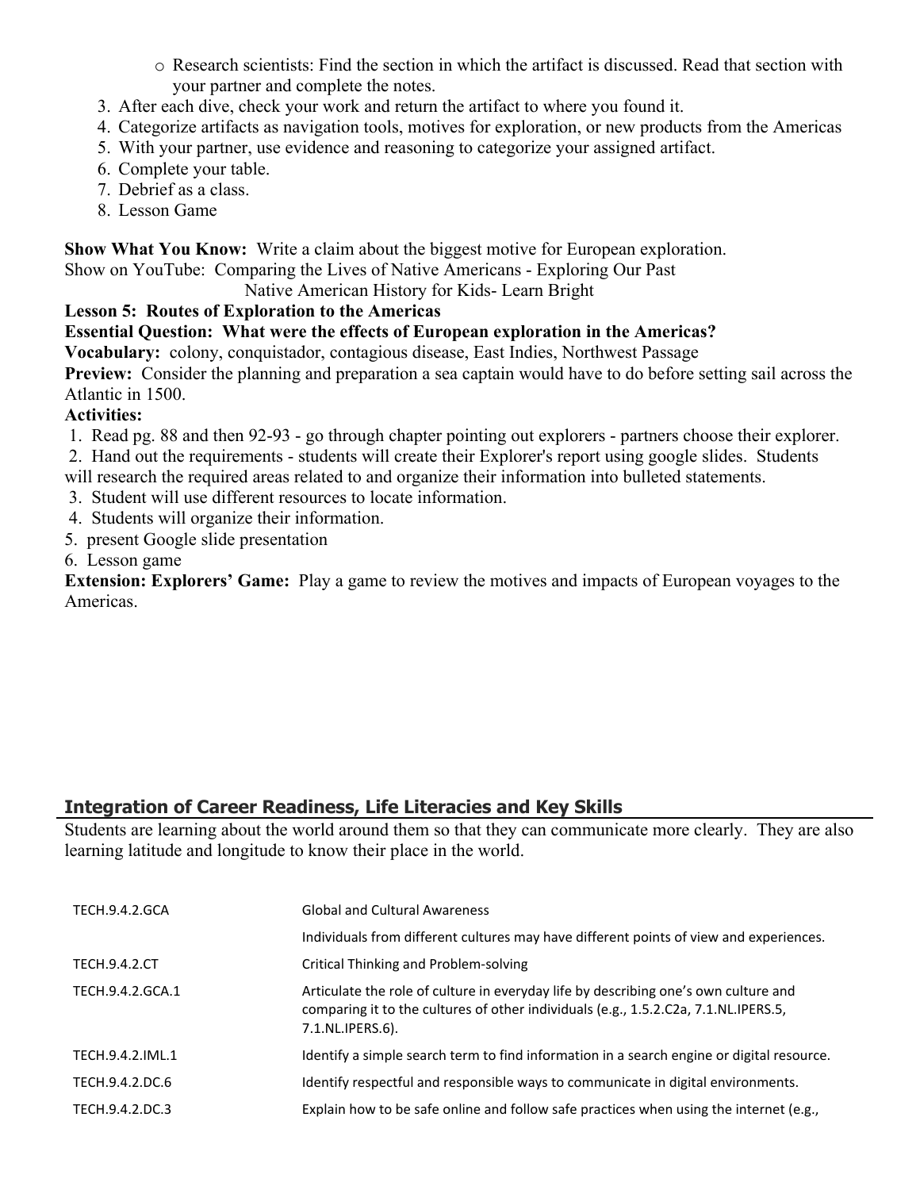- Research scientists: Find the section in which the artifact is discussed. Read that section with your partner and complete the notes.

3. After each dive, check your work and return the artifact to where you found it.
4. Categorize artifacts as navigation tools, motives for exploration, or new products from the Americas
5. With your partner, use evidence and reasoning to categorize your assigned artifact.
6. Complete your table.
7. Debrief as a class.
8. Lesson Game

**Show What You Know:** Write a claim about the biggest motive for European exploration.
Show on YouTube: Comparing the Lives of Native Americans - Exploring Our Past
Native American History for Kids- Learn Bright

**Lesson 5: Routes of Exploration to the Americas**

**Essential Question: What were the effects of European exploration in the Americas?**

**Vocabulary:** colony, conquistador, contagious disease, East Indies, Northwest Passage

**Preview:** Consider the planning and preparation a sea captain would have to do before setting sail across the Atlantic in 1500.

**Activities:**

1. Read pg. 88 and then 92-93 - go through chapter pointing out explorers - partners choose their explorer.
2. Hand out the requirements - students will create their Explorer's report using google slides. Students will research the required areas related to and organize their information into bulleted statements.
3. Student will use different resources to locate information.
4. Students will organize their information.
5. present Google slide presentation
6. Lesson game

**Extension: Explorers' Game:** Play a game to review the motives and impacts of European voyages to the Americas.

## Integration of Career Readiness, Life Literacies and Key Skills

Students are learning about the world around them so that they can communicate more clearly. They are also learning latitude and longitude to know their place in the world.

| | |
|---|---|
| TECH.9.4.2.GCA | Global and Cultural Awareness |
| | Individuals from different cultures may have different points of view and experiences. |
| TECH.9.4.2.CT | Critical Thinking and Problem-solving |
| TECH.9.4.2.GCA.1 | Articulate the role of culture in everyday life by describing one's own culture and comparing it to the cultures of other individuals (e.g., 1.5.2.C2a, 7.1.NL.IPERS.5, 7.1.NL.IPERS.6). |
| TECH.9.4.2.IML.1 | Identify a simple search term to find information in a search engine or digital resource. |
| TECH.9.4.2.DC.6 | Identify respectful and responsible ways to communicate in digital environments. |
| TECH.9.4.2.DC.3 | Explain how to be safe online and follow safe practices when using the internet (e.g., |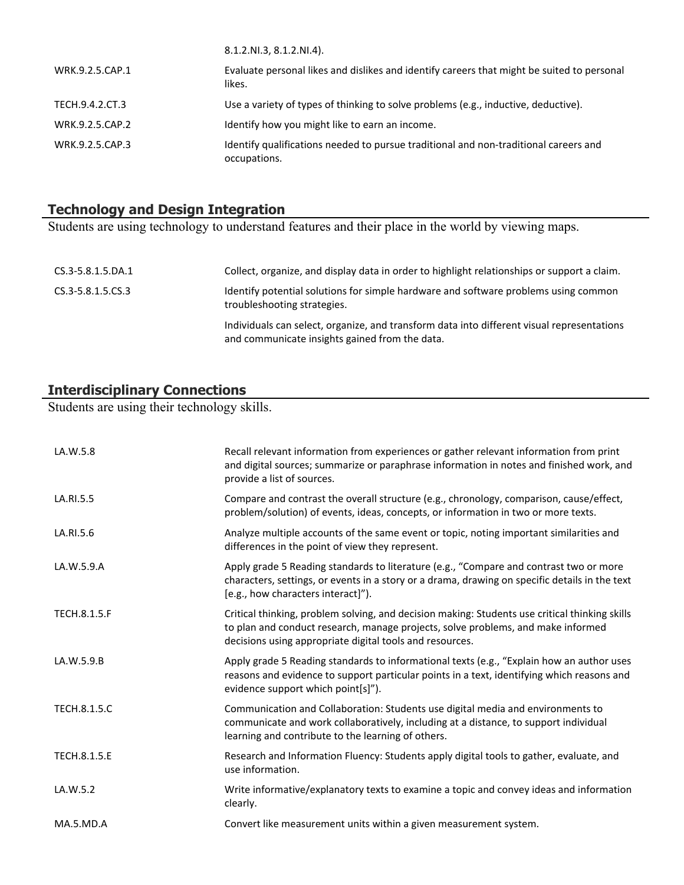| | |
|---|---|
| | 8.1.2.NI.3, 8.1.2.NI.4). |
| WRK.9.2.5.CAP.1 | Evaluate personal likes and dislikes and identify careers that might be suited to personal likes. |
| TECH.9.4.2.CT.3 | Use a variety of types of thinking to solve problems (e.g., inductive, deductive). |
| WRK.9.2.5.CAP.2 | Identify how you might like to earn an income. |
| WRK.9.2.5.CAP.3 | Identify qualifications needed to pursue traditional and non-traditional careers and occupations. |

## Technology and Design Integration

Students are using technology to understand features and their place in the world by viewing maps.

| | |
|---|---|
| CS.3-5.8.1.5.DA.1 | Collect, organize, and display data in order to highlight relationships or support a claim. |
| CS.3-5.8.1.5.CS.3 | Identify potential solutions for simple hardware and software problems using common troubleshooting strategies. |
| | Individuals can select, organize, and transform data into different visual representations and communicate insights gained from the data. |

## Interdisciplinary Connections

Students are using their technology skills.

| | |
|---|---|
| LA.W.5.8 | Recall relevant information from experiences or gather relevant information from print and digital sources; summarize or paraphrase information in notes and finished work, and provide a list of sources. |
| LA.RI.5.5 | Compare and contrast the overall structure (e.g., chronology, comparison, cause/effect, problem/solution) of events, ideas, concepts, or information in two or more texts. |
| LA.RI.5.6 | Analyze multiple accounts of the same event or topic, noting important similarities and differences in the point of view they represent. |
| LA.W.5.9.A | Apply grade 5 Reading standards to literature (e.g., "Compare and contrast two or more characters, settings, or events in a story or a drama, drawing on specific details in the text [e.g., how characters interact]"). |
| TECH.8.1.5.F | Critical thinking, problem solving, and decision making: Students use critical thinking skills to plan and conduct research, manage projects, solve problems, and make informed decisions using appropriate digital tools and resources. |
| LA.W.5.9.B | Apply grade 5 Reading standards to informational texts (e.g., "Explain how an author uses reasons and evidence to support particular points in a text, identifying which reasons and evidence support which point[s]"). |
| TECH.8.1.5.C | Communication and Collaboration: Students use digital media and environments to communicate and work collaboratively, including at a distance, to support individual learning and contribute to the learning of others. |
| TECH.8.1.5.E | Research and Information Fluency: Students apply digital tools to gather, evaluate, and use information. |
| LA.W.5.2 | Write informative/explanatory texts to examine a topic and convey ideas and information clearly. |
| MA.5.MD.A | Convert like measurement units within a given measurement system. |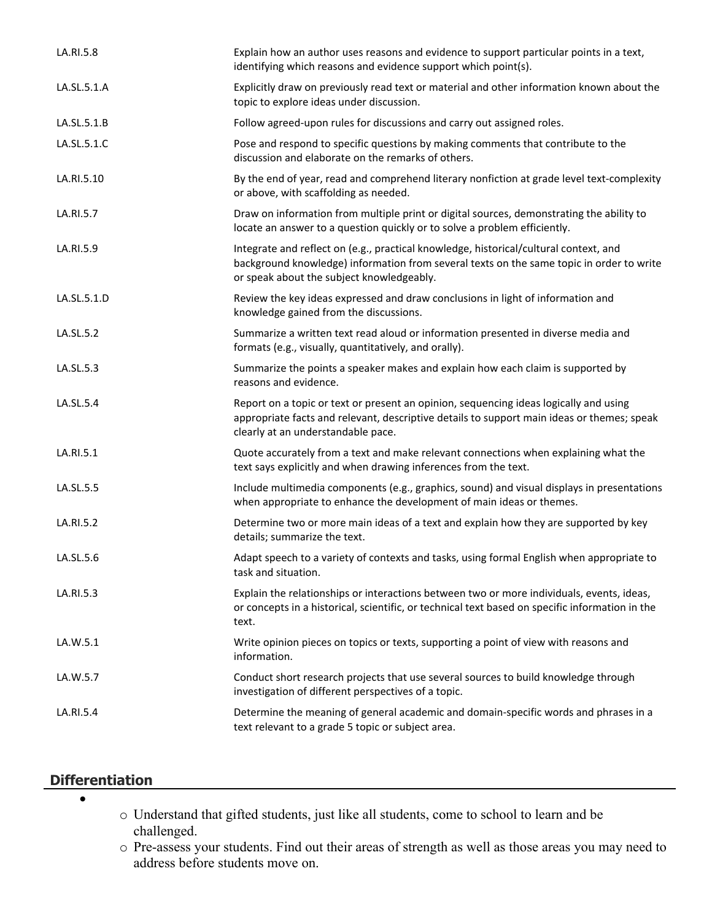| | |
|---|---|
| LA.RI.5.8 | Explain how an author uses reasons and evidence to support particular points in a text, identifying which reasons and evidence support which point(s). |
| LA.SL.5.1.A | Explicitly draw on previously read text or material and other information known about the topic to explore ideas under discussion. |
| LA.SL.5.1.B | Follow agreed-upon rules for discussions and carry out assigned roles. |
| LA.SL.5.1.C | Pose and respond to specific questions by making comments that contribute to the discussion and elaborate on the remarks of others. |
| LA.RI.5.10 | By the end of year, read and comprehend literary nonfiction at grade level text-complexity or above, with scaffolding as needed. |
| LA.RI.5.7 | Draw on information from multiple print or digital sources, demonstrating the ability to locate an answer to a question quickly or to solve a problem efficiently. |
| LA.RI.5.9 | Integrate and reflect on (e.g., practical knowledge, historical/cultural context, and background knowledge) information from several texts on the same topic in order to write or speak about the subject knowledgeably. |
| LA.SL.5.1.D | Review the key ideas expressed and draw conclusions in light of information and knowledge gained from the discussions. |
| LA.SL.5.2 | Summarize a written text read aloud or information presented in diverse media and formats (e.g., visually, quantitatively, and orally). |
| LA.SL.5.3 | Summarize the points a speaker makes and explain how each claim is supported by reasons and evidence. |
| LA.SL.5.4 | Report on a topic or text or present an opinion, sequencing ideas logically and using appropriate facts and relevant, descriptive details to support main ideas or themes; speak clearly at an understandable pace. |
| LA.RI.5.1 | Quote accurately from a text and make relevant connections when explaining what the text says explicitly and when drawing inferences from the text. |
| LA.SL.5.5 | Include multimedia components (e.g., graphics, sound) and visual displays in presentations when appropriate to enhance the development of main ideas or themes. |
| LA.RI.5.2 | Determine two or more main ideas of a text and explain how they are supported by key details; summarize the text. |
| LA.SL.5.6 | Adapt speech to a variety of contexts and tasks, using formal English when appropriate to task and situation. |
| LA.RI.5.3 | Explain the relationships or interactions between two or more individuals, events, ideas, or concepts in a historical, scientific, or technical text based on specific information in the text. |
| LA.W.5.1 | Write opinion pieces on topics or texts, supporting a point of view with reasons and information. |
| LA.W.5.7 | Conduct short research projects that use several sources to build knowledge through investigation of different perspectives of a topic. |
| LA.RI.5.4 | Determine the meaning of general academic and domain-specific words and phrases in a text relevant to a grade 5 topic or subject area. |

## Differentiation

- 
    - Understand that gifted students, just like all students, come to school to learn and be challenged.
    - Pre-assess your students. Find out their areas of strength as well as those areas you may need to address before students move on.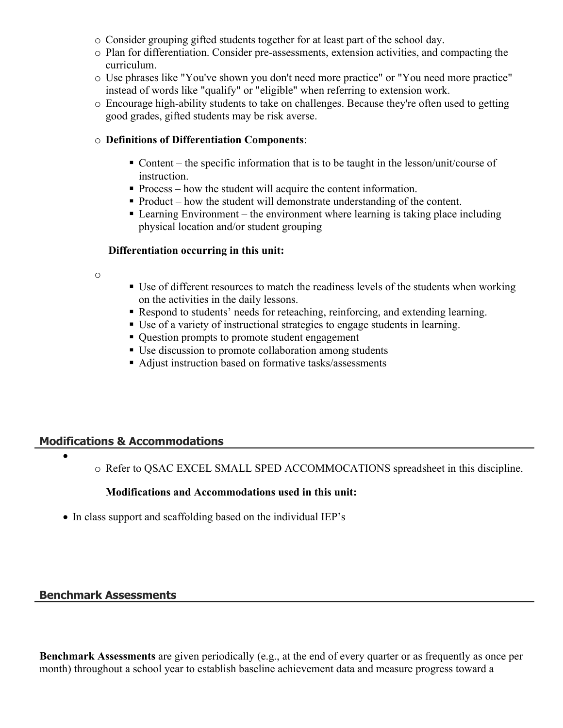- Consider grouping gifted students together for at least part of the school day.
- Plan for differentiation. Consider pre-assessments, extension activities, and compacting the curriculum.
- Use phrases like "You've shown you don't need more practice" or "You need more practice" instead of words like "qualify" or "eligible" when referring to extension work.
- Encourage high-ability students to take on challenges. Because they're often used to getting good grades, gifted students may be risk averse.
- **Definitions of Differentiation Components**:
  - Content – the specific information that is to be taught in the lesson/unit/course of instruction.
  - Process – how the student will acquire the content information.
  - Product – how the student will demonstrate understanding of the content.
  - Learning Environment – the environment where learning is taking place including physical location and/or student grouping

**Differentiation occurring in this unit:**

- 
  - Use of different resources to match the readiness levels of the students when working on the activities in the daily lessons.
  - Respond to students' needs for reteaching, reinforcing, and extending learning.
  - Use of a variety of instructional strategies to engage students in learning.
  - Question prompts to promote student engagement
  - Use discussion to promote collaboration among students
  - Adjust instruction based on formative tasks/assessments

## Modifications & Accommodations

- 
  - Refer to QSAC EXCEL SMALL SPED ACCOMMOCATIONS spreadsheet in this discipline.

**Modifications and Accommodations used in this unit:**

- In class support and scaffolding based on the individual IEP's

## Benchmark Assessments

**Benchmark Assessments** are given periodically (e.g., at the end of every quarter or as frequently as once per month) throughout a school year to establish baseline achievement data and measure progress toward a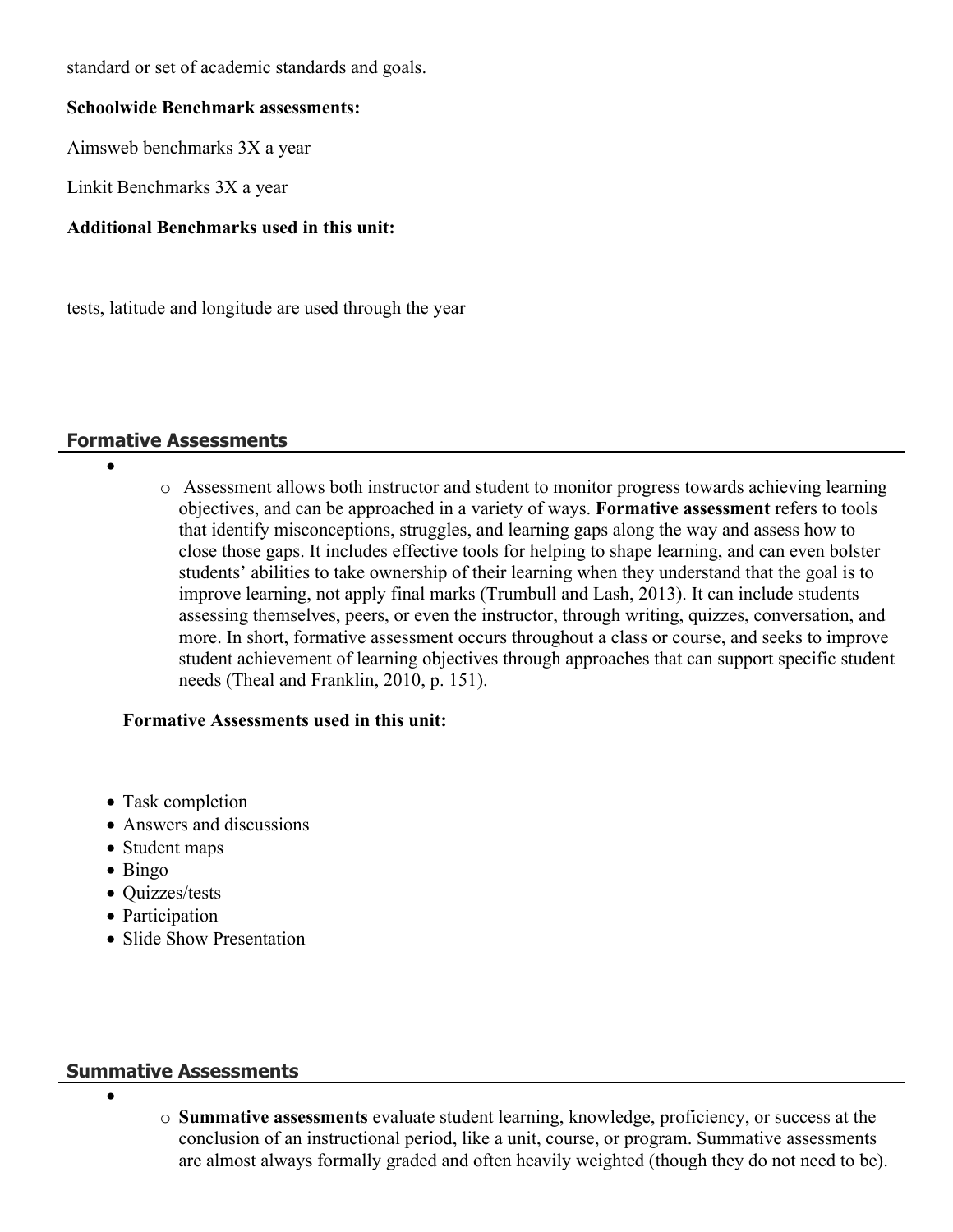standard or set of academic standards and goals.

**Schoolwide Benchmark assessments:**

Aimsweb benchmarks 3X a year

Linkit Benchmarks 3X a year

**Additional Benchmarks used in this unit:**

tests, latitude and longitude are used through the year

## Formative Assessments

- 
  - Assessment allows both instructor and student to monitor progress towards achieving learning objectives, and can be approached in a variety of ways. **Formative assessment** refers to tools that identify misconceptions, struggles, and learning gaps along the way and assess how to close those gaps. It includes effective tools for helping to shape learning, and can even bolster students' abilities to take ownership of their learning when they understand that the goal is to improve learning, not apply final marks (Trumbull and Lash, 2013). It can include students assessing themselves, peers, or even the instructor, through writing, quizzes, conversation, and more. In short, formative assessment occurs throughout a class or course, and seeks to improve student achievement of learning objectives through approaches that can support specific student needs (Theal and Franklin, 2010, p. 151).

  **Formative Assessments used in this unit:**

- Task completion
- Answers and discussions
- Student maps
- Bingo
- Quizzes/tests
- Participation
- Slide Show Presentation

## Summative Assessments

- 
  - **Summative assessments** evaluate student learning, knowledge, proficiency, or success at the conclusion of an instructional period, like a unit, course, or program. Summative assessments are almost always formally graded and often heavily weighted (though they do not need to be).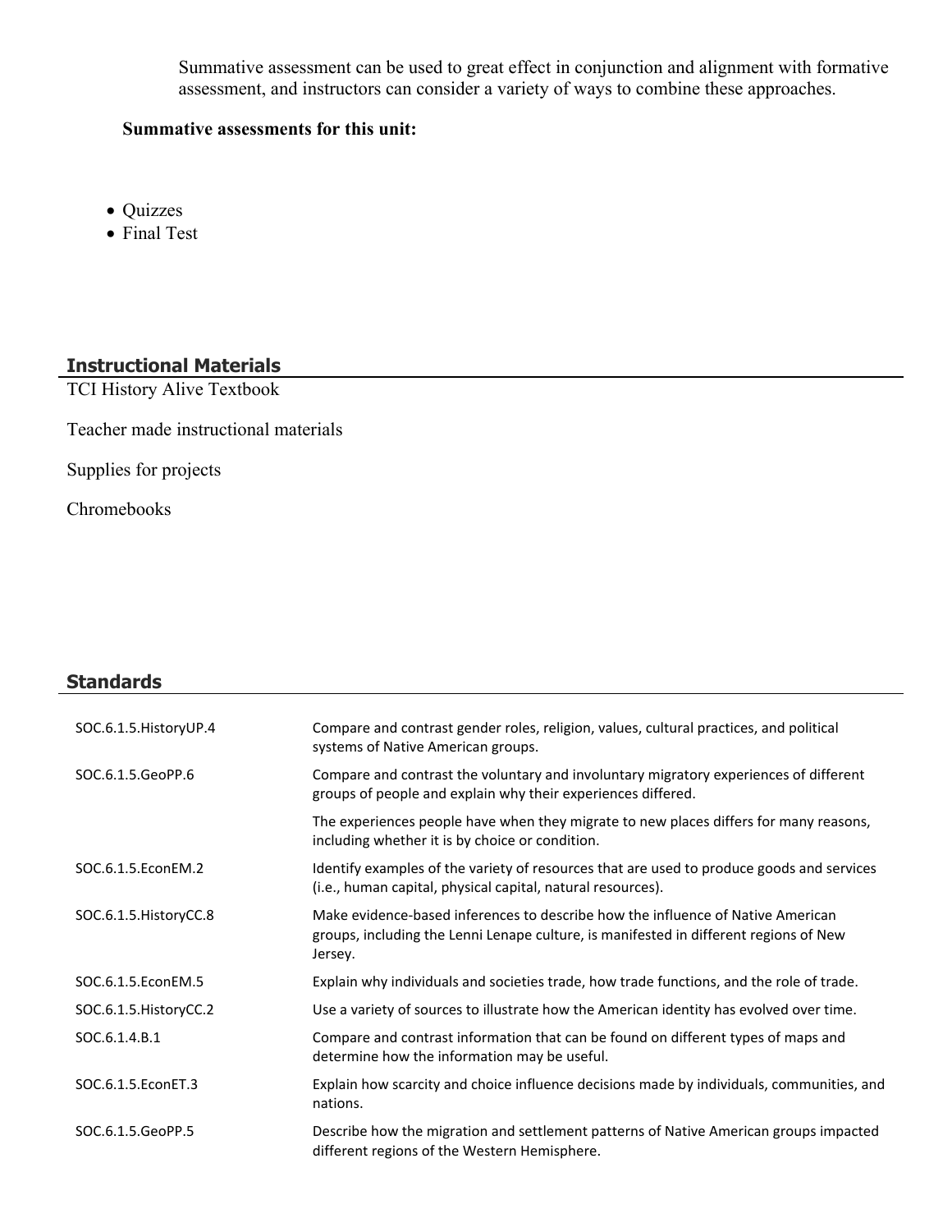Summative assessment can be used to great effect in conjunction and alignment with formative assessment, and instructors can consider a variety of ways to combine these approaches.

**Summative assessments for this unit:**

- Quizzes
- Final Test

## Instructional Materials

TCI History Alive Textbook

Teacher made instructional materials

Supplies for projects

Chromebooks

## Standards

| | |
|---|---|
| SOC.6.1.5.HistoryUP.4 | Compare and contrast gender roles, religion, values, cultural practices, and political systems of Native American groups. |
| SOC.6.1.5.GeoPP.6 | Compare and contrast the voluntary and involuntary migratory experiences of different groups of people and explain why their experiences differed. |
| | The experiences people have when they migrate to new places differs for many reasons, including whether it is by choice or condition. |
| SOC.6.1.5.EconEM.2 | Identify examples of the variety of resources that are used to produce goods and services (i.e., human capital, physical capital, natural resources). |
| SOC.6.1.5.HistoryCC.8 | Make evidence-based inferences to describe how the influence of Native American groups, including the Lenni Lenape culture, is manifested in different regions of New Jersey. |
| SOC.6.1.5.EconEM.5 | Explain why individuals and societies trade, how trade functions, and the role of trade. |
| SOC.6.1.5.HistoryCC.2 | Use a variety of sources to illustrate how the American identity has evolved over time. |
| SOC.6.1.4.B.1 | Compare and contrast information that can be found on different types of maps and determine how the information may be useful. |
| SOC.6.1.5.EconET.3 | Explain how scarcity and choice influence decisions made by individuals, communities, and nations. |
| SOC.6.1.5.GeoPP.5 | Describe how the migration and settlement patterns of Native American groups impacted different regions of the Western Hemisphere. |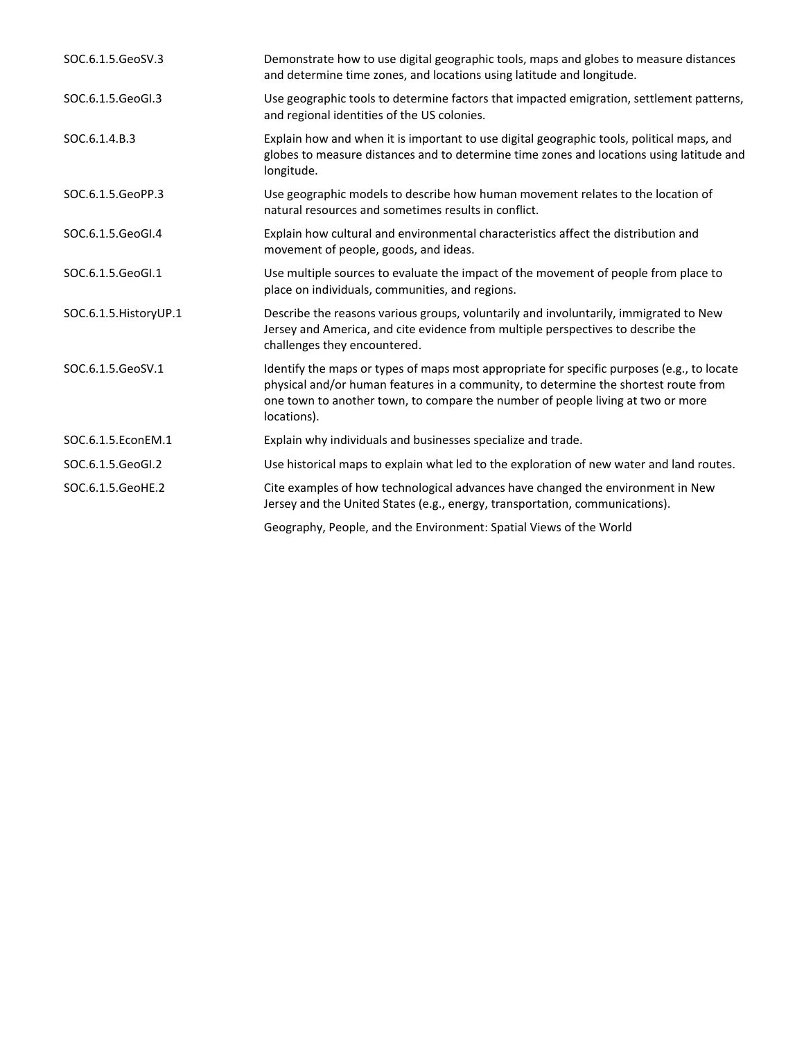| | |
|---|---|
| SOC.6.1.5.GeoSV.3 | Demonstrate how to use digital geographic tools, maps and globes to measure distances and determine time zones, and locations using latitude and longitude. |
| SOC.6.1.5.GeoGI.3 | Use geographic tools to determine factors that impacted emigration, settlement patterns, and regional identities of the US colonies. |
| SOC.6.1.4.B.3 | Explain how and when it is important to use digital geographic tools, political maps, and globes to measure distances and to determine time zones and locations using latitude and longitude. |
| SOC.6.1.5.GeoPP.3 | Use geographic models to describe how human movement relates to the location of natural resources and sometimes results in conflict. |
| SOC.6.1.5.GeoGI.4 | Explain how cultural and environmental characteristics affect the distribution and movement of people, goods, and ideas. |
| SOC.6.1.5.GeoGI.1 | Use multiple sources to evaluate the impact of the movement of people from place to place on individuals, communities, and regions. |
| SOC.6.1.5.HistoryUP.1 | Describe the reasons various groups, voluntarily and involuntarily, immigrated to New Jersey and America, and cite evidence from multiple perspectives to describe the challenges they encountered. |
| SOC.6.1.5.GeoSV.1 | Identify the maps or types of maps most appropriate for specific purposes (e.g., to locate physical and/or human features in a community, to determine the shortest route from one town to another town, to compare the number of people living at two or more locations). |
| SOC.6.1.5.EconEM.1 | Explain why individuals and businesses specialize and trade. |
| SOC.6.1.5.GeoGI.2 | Use historical maps to explain what led to the exploration of new water and land routes. |
| SOC.6.1.5.GeoHE.2 | Cite examples of how technological advances have changed the environment in New Jersey and the United States (e.g., energy, transportation, communications). |
| | Geography, People, and the Environment: Spatial Views of the World |